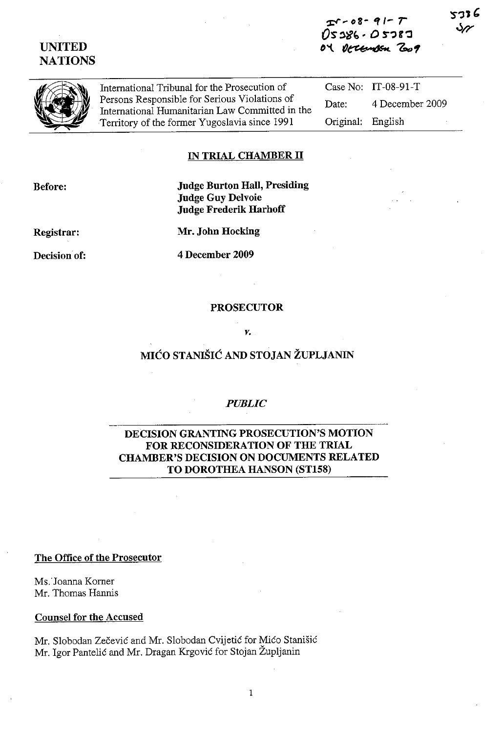IT-08-91-T
D5386 - D5383
04 December 2009

5386
SR

**UNITED NATIONS**

International Tribunal for the Prosecution of Persons Responsible for Serious Violations of International Humanitarian Law Committed in the Territory of the former Yugoslavia since 1991

Case No: IT-08-91-T

Date: 4 December 2009

Original: English

**IN TRIAL CHAMBER II**

**Before:** **Judge Burton Hall, Presiding**
**Judge Guy Delvoie**
**Judge Frederik Harhoff**

**Registrar:** **Mr. John Hocking**

**Decision of:** **4 December 2009**

**PROSECUTOR**

*v.*

**MIĆO STANIŠIĆ AND STOJAN ŽUPLJANIN**

*PUBLIC*

**DECISION GRANTING PROSECUTION'S MOTION FOR RECONSIDERATION OF THE TRIAL CHAMBER'S DECISION ON DOCUMENTS RELATED TO DOROTHEA HANSON (ST158)**

**The Office of the Prosecutor**

Ms. Joanna Korner
Mr. Thomas Hannis

**Counsel for the Accused**

Mr. Slobodan Zečević and Mr. Slobodan Cvijetić for Mićo Stanišić
Mr. Igor Pantelić and Mr. Dragan Krgović for Stojan Župljanin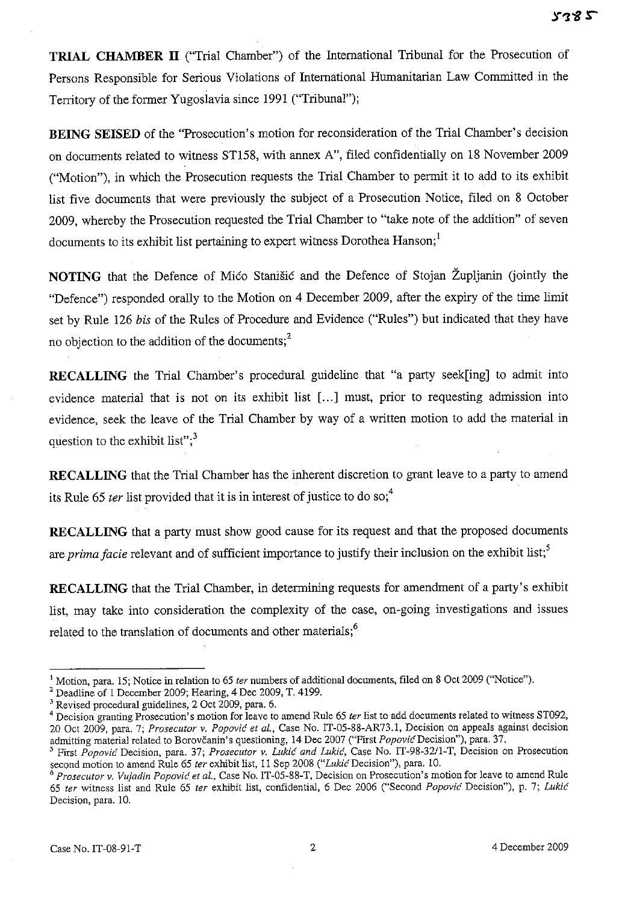**TRIAL CHAMBER II** ("Trial Chamber") of the International Tribunal for the Prosecution of Persons Responsible for Serious Violations of International Humanitarian Law Committed in the Territory of the former Yugoslavia since 1991 ("Tribunal");

**BEING SEISED** of the "Prosecution's motion for reconsideration of the Trial Chamber's decision on documents related to witness ST158, with annex A", filed confidentially on 18 November 2009 ("Motion"), in which the Prosecution requests the Trial Chamber to permit it to add to its exhibit list five documents that were previously the subject of a Prosecution Notice, filed on 8 October 2009, whereby the Prosecution requested the Trial Chamber to "take note of the addition" of seven documents to its exhibit list pertaining to expert witness Dorothea Hanson;[1]

**NOTING** that the Defence of Mićo Stanišić and the Defence of Stojan Župljanin (jointly the "Defence") responded orally to the Motion on 4 December 2009, after the expiry of the time limit set by Rule 126 *bis* of the Rules of Procedure and Evidence ("Rules") but indicated that they have no objection to the addition of the documents;[2]

**RECALLING** the Trial Chamber's procedural guideline that "a party seek[ing] to admit into evidence material that is not on its exhibit list [...] must, prior to requesting admission into evidence, seek the leave of the Trial Chamber by way of a written motion to add the material in question to the exhibit list";[3]

**RECALLING** that the Trial Chamber has the inherent discretion to grant leave to a party to amend its Rule 65 *ter* list provided that it is in interest of justice to do so;[4]

**RECALLING** that a party must show good cause for its request and that the proposed documents are *prima facie* relevant and of sufficient importance to justify their inclusion on the exhibit list;[5]

**RECALLING** that the Trial Chamber, in determining requests for amendment of a party's exhibit list, may take into consideration the complexity of the case, on-going investigations and issues related to the translation of documents and other materials;[6]

---

[1] Motion, para. 15; Notice in relation to 65 *ter* numbers of additional documents, filed on 8 Oct 2009 ("Notice").

[2] Deadline of 1 December 2009; Hearing, 4 Dec 2009, T. 4199.

[3] Revised procedural guidelines, 2 Oct 2009, para. 6.

[4] Decision granting Prosecution's motion for leave to amend Rule 65 *ter* list to add documents related to witness ST092, 20 Oct 2009, para. 7; *Prosecutor v. Popović et al.*, Case No. IT-05-88-AR73.1, Decision on appeals against decision admitting material related to Borovčanin's questioning, 14 Dec 2007 ("First *Popović* Decision"), para. 37.

[5] First *Popović* Decision, para. 37; *Prosecutor v. Lukić and Lukić*, Case No. IT-98-32/1-T, Decision on Prosecution second motion to amend Rule 65 *ter* exhibit list, 11 Sep 2008 ("*Lukić* Decision"), para. 10.

[6] *Prosecutor v. Vujadin Popović et al.*, Case No. IT-05-88-T, Decision on Prosecution's motion for leave to amend Rule 65 *ter* witness list and Rule 65 *ter* exhibit list, confidential, 6 Dec 2006 ("Second *Popović* Decision"), p. 7; *Lukić* Decision, para. 10.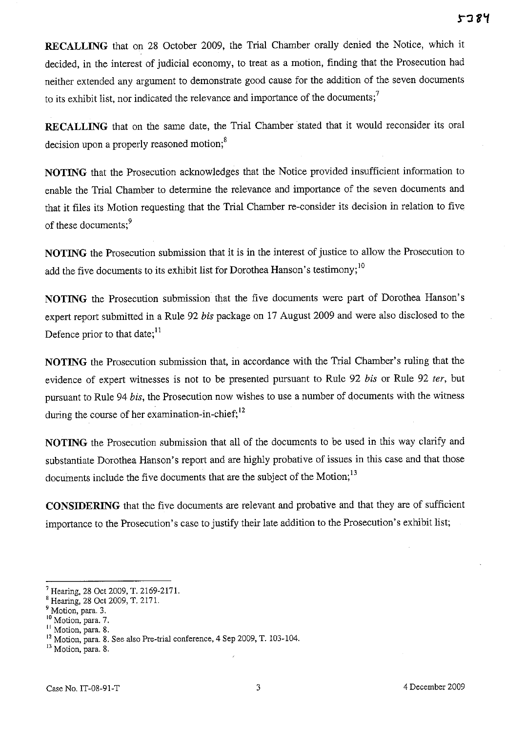**RECALLING** that on 28 October 2009, the Trial Chamber orally denied the Notice, which it decided, in the interest of judicial economy, to treat as a motion, finding that the Prosecution had neither extended any argument to demonstrate good cause for the addition of the seven documents to its exhibit list, nor indicated the relevance and importance of the documents;[7]

**RECALLING** that on the same date, the Trial Chamber stated that it would reconsider its oral decision upon a properly reasoned motion;[8]

**NOTING** that the Prosecution acknowledges that the Notice provided insufficient information to enable the Trial Chamber to determine the relevance and importance of the seven documents and that it files its Motion requesting that the Trial Chamber re-consider its decision in relation to five of these documents;[9]

**NOTING** the Prosecution submission that it is in the interest of justice to allow the Prosecution to add the five documents to its exhibit list for Dorothea Hanson's testimony;[10]

**NOTING** the Prosecution submission that the five documents were part of Dorothea Hanson's expert report submitted in a Rule 92 *bis* package on 17 August 2009 and were also disclosed to the Defence prior to that date;[11]

**NOTING** the Prosecution submission that, in accordance with the Trial Chamber's ruling that the evidence of expert witnesses is not to be presented pursuant to Rule 92 *bis* or Rule 92 *ter*, but pursuant to Rule 94 *bis*, the Prosecution now wishes to use a number of documents with the witness during the course of her examination-in-chief;[12]

**NOTING** the Prosecution submission that all of the documents to be used in this way clarify and substantiate Dorothea Hanson's report and are highly probative of issues in this case and that those documents include the five documents that are the subject of the Motion;[13]

**CONSIDERING** that the five documents are relevant and probative and that they are of sufficient importance to the Prosecution's case to justify their late addition to the Prosecution's exhibit list;

---

[7] Hearing, 28 Oct 2009, T. 2169-2171.

[8] Hearing, 28 Oct 2009, T. 2171.

[9] Motion, para. 3.

[10] Motion, para. 7.

[11] Motion, para. 8.

[12] Motion, para. 8. See also Pre-trial conference, 4 Sep 2009, T. 103-104.

[13] Motion, para. 8.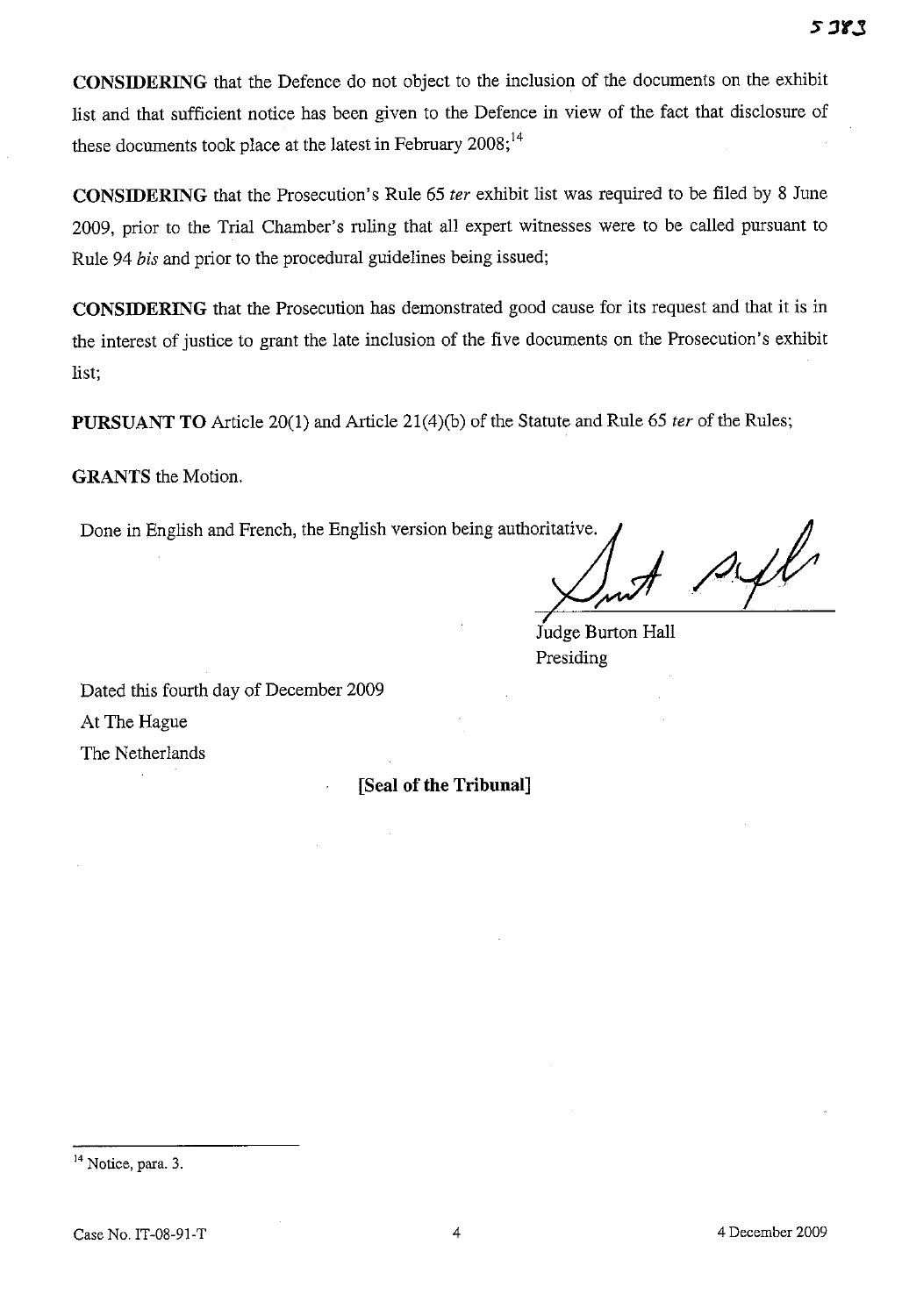**CONSIDERING** that the Defence do not object to the inclusion of the documents on the exhibit list and that sufficient notice has been given to the Defence in view of the fact that disclosure of these documents took place at the latest in February 2008;[14]

**CONSIDERING** that the Prosecution's Rule 65 *ter* exhibit list was required to be filed by 8 June 2009, prior to the Trial Chamber's ruling that all expert witnesses were to be called pursuant to Rule 94 *bis* and prior to the procedural guidelines being issued;

**CONSIDERING** that the Prosecution has demonstrated good cause for its request and that it is in the interest of justice to grant the late inclusion of the five documents on the Prosecution's exhibit list;

**PURSUANT TO** Article 20(1) and Article 21(4)(b) of the Statute and Rule 65 *ter* of the Rules;

**GRANTS** the Motion.

Done in English and French, the English version being authoritative.

Judge Burton Hall
Presiding

Dated this fourth day of December 2009
At The Hague
The Netherlands

**[Seal of the Tribunal]**

---

[14] Notice, para. 3.